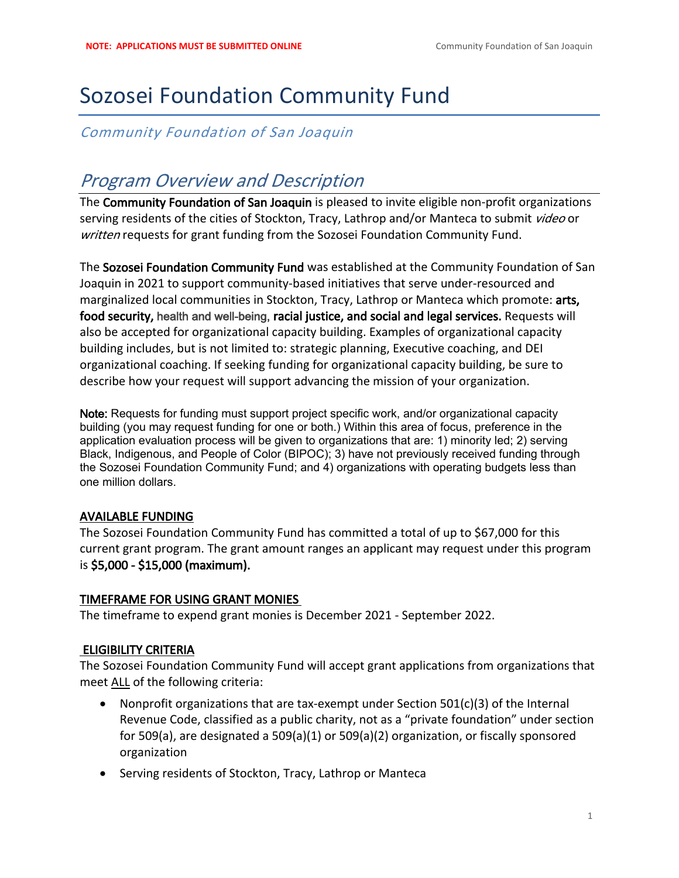**NOTE: APPLICATIONS MUST BE SUBMITTED ONLINE**

# Sozosei Foundation Community Fund

*Community Foundation of San Joaquin*

## *Program Overview and Description*

The **Community Foundation of San Joaquin** is pleased to invite eligible non-profit organizations serving residents of the cities of Stockton, Tracy, Lathrop and/or Manteca to submit *video* or *written* requests for grant funding from the Sozosei Foundation Community Fund.

The **Sozosei Foundation Community Fund** was established at the Community Foundation of San Joaquin in 2021 to support community-based initiatives that serve under-resourced and marginalized local communities in Stockton, Tracy, Lathrop or Manteca which promote: **arts, food security,** health and well-being, **racial justice, and social and legal services.** Requests will also be accepted for organizational capacity building. Examples of organizational capacity building includes, but is not limited to: strategic planning, Executive coaching, and DEI organizational coaching. If seeking funding for organizational capacity building, be sure to describe how your request will support advancing the mission of your organization.

**Note:** Requests for funding must support project specific work, and/or organizational capacity building (you may request funding for one or both.) Within this area of focus, preference in the application evaluation process will be given to organizations that are: 1) minority led; 2) serving Black, Indigenous, and People of Color (BIPOC); 3) have not previously received funding through the Sozosei Foundation Community Fund; and 4) organizations with operating budgets less than one million dollars.

**AVAILABLE FUNDING**

The Sozosei Foundation Community Fund has committed a total of up to $67,000 for this current grant program. The grant amount ranges an applicant may request under this program is **$5,000 - $15,000 (maximum).**

**TIMEFRAME FOR USING GRANT MONIES**

The timeframe to expend grant monies is December 2021 - September 2022.

**ELIGIBILITY CRITERIA**

The Sozosei Foundation Community Fund will accept grant applications from organizations that meet ALL of the following criteria:

- Nonprofit organizations that are tax-exempt under Section 501(c)(3) of the Internal Revenue Code, classified as a public charity, not as a "private foundation" under section for 509(a), are designated a 509(a)(1) or 509(a)(2) organization, or fiscally sponsored organization
- Serving residents of Stockton, Tracy, Lathrop or Manteca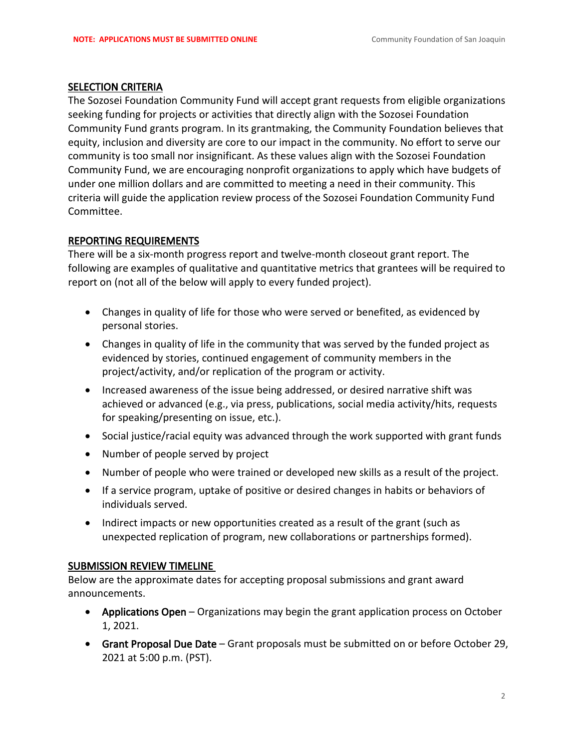## SELECTION CRITERIA

The Sozosei Foundation Community Fund will accept grant requests from eligible organizations seeking funding for projects or activities that directly align with the Sozosei Foundation Community Fund grants program. In its grantmaking, the Community Foundation believes that equity, inclusion and diversity are core to our impact in the community. No effort to serve our community is too small nor insignificant. As these values align with the Sozosei Foundation Community Fund, we are encouraging nonprofit organizations to apply which have budgets of under one million dollars and are committed to meeting a need in their community. This criteria will guide the application review process of the Sozosei Foundation Community Fund Committee.

## REPORTING REQUIREMENTS

There will be a six-month progress report and twelve-month closeout grant report. The following are examples of qualitative and quantitative metrics that grantees will be required to report on (not all of the below will apply to every funded project).

- Changes in quality of life for those who were served or benefited, as evidenced by personal stories.
- Changes in quality of life in the community that was served by the funded project as evidenced by stories, continued engagement of community members in the project/activity, and/or replication of the program or activity.
- Increased awareness of the issue being addressed, or desired narrative shift was achieved or advanced (e.g., via press, publications, social media activity/hits, requests for speaking/presenting on issue, etc.).
- Social justice/racial equity was advanced through the work supported with grant funds
- Number of people served by project
- Number of people who were trained or developed new skills as a result of the project.
- If a service program, uptake of positive or desired changes in habits or behaviors of individuals served.
- Indirect impacts or new opportunities created as a result of the grant (such as unexpected replication of program, new collaborations or partnerships formed).

## SUBMISSION REVIEW TIMELINE

Below are the approximate dates for accepting proposal submissions and grant award announcements.

- **Applications Open** – Organizations may begin the grant application process on October 1, 2021.
- **Grant Proposal Due Date** – Grant proposals must be submitted on or before October 29, 2021 at 5:00 p.m. (PST).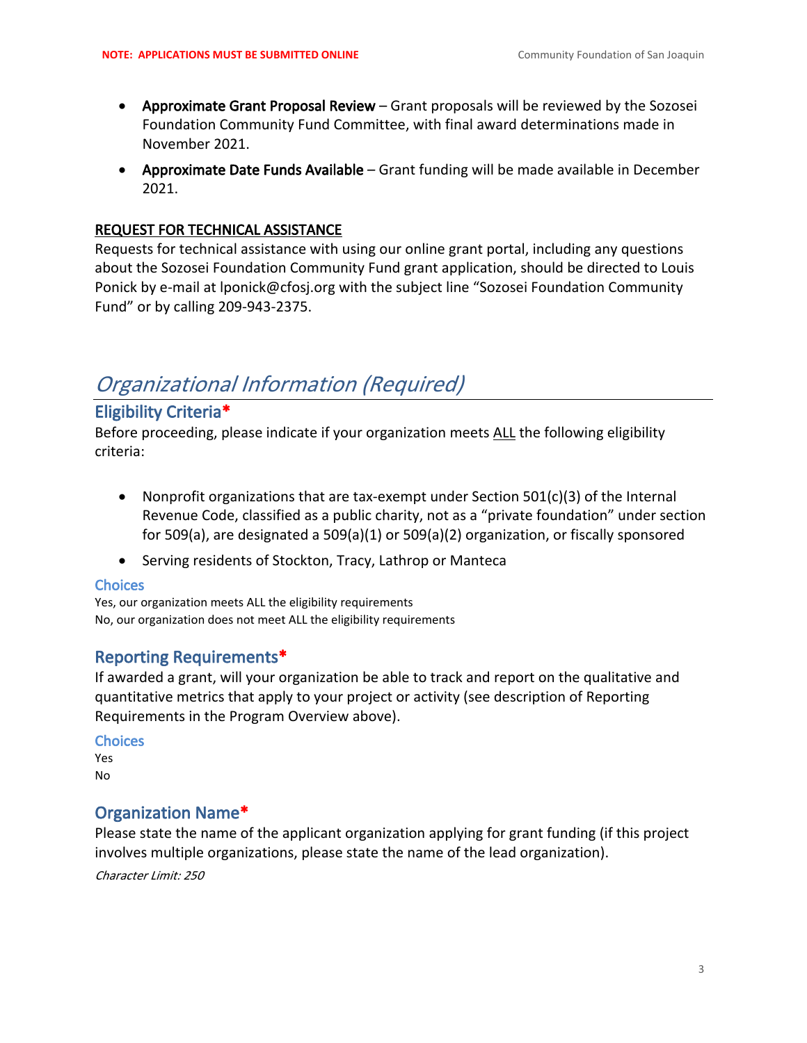- **Approximate Grant Proposal Review** – Grant proposals will be reviewed by the Sozosei Foundation Community Fund Committee, with final award determinations made in November 2021.
- **Approximate Date Funds Available** – Grant funding will be made available in December 2021.

**REQUEST FOR TECHNICAL ASSISTANCE**

Requests for technical assistance with using our online grant portal, including any questions about the Sozosei Foundation Community Fund grant application, should be directed to Louis Ponick by e-mail at lponick@cfosj.org with the subject line "Sozosei Foundation Community Fund" or by calling 209-943-2375.

# *Organizational Information (Required)*

## Eligibility Criteria*

Before proceeding, please indicate if your organization meets ALL the following eligibility criteria:

- Nonprofit organizations that are tax-exempt under Section 501(c)(3) of the Internal Revenue Code, classified as a public charity, not as a "private foundation" under section for 509(a), are designated a 509(a)(1) or 509(a)(2) organization, or fiscally sponsored
- Serving residents of Stockton, Tracy, Lathrop or Manteca

### Choices

Yes, our organization meets ALL the eligibility requirements
No, our organization does not meet ALL the eligibility requirements

## Reporting Requirements*

If awarded a grant, will your organization be able to track and report on the qualitative and quantitative metrics that apply to your project or activity (see description of Reporting Requirements in the Program Overview above).

### Choices

Yes
No

## Organization Name*

Please state the name of the applicant organization applying for grant funding (if this project involves multiple organizations, please state the name of the lead organization).

*Character Limit: 250*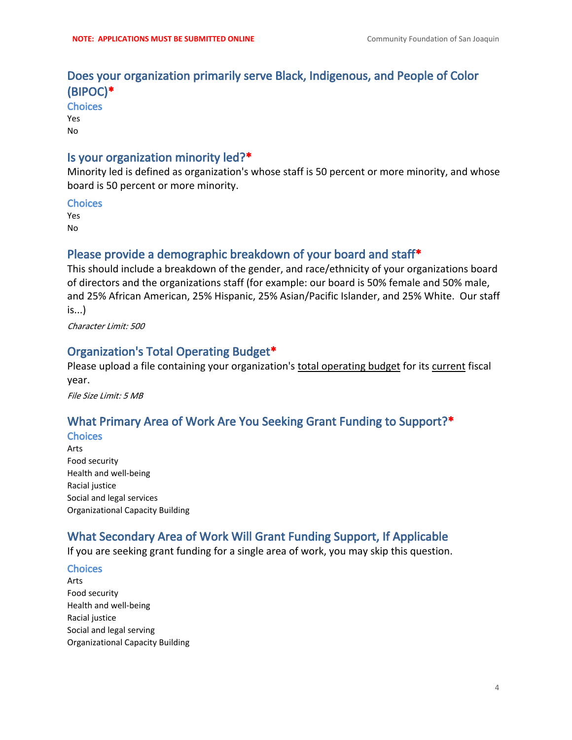## Does your organization primarily serve Black, Indigenous, and People of Color (BIPOC)*

### Choices

Yes
No

## Is your organization minority led?*

Minority led is defined as organization's whose staff is 50 percent or more minority, and whose board is 50 percent or more minority.

### Choices

Yes
No

## Please provide a demographic breakdown of your board and staff*

This should include a breakdown of the gender, and race/ethnicity of your organizations board of directors and the organizations staff (for example: our board is 50% female and 50% male, and 25% African American, 25% Hispanic, 25% Asian/Pacific Islander, and 25% White. Our staff is...)

*Character Limit: 500*

## Organization's Total Operating Budget*

Please upload a file containing your organization's <u>total operating budget</u> for its <u>current</u> fiscal year.

*File Size Limit: 5 MB*

## What Primary Area of Work Are You Seeking Grant Funding to Support?*

### Choices

Arts
Food security
Health and well-being
Racial justice
Social and legal services
Organizational Capacity Building

## What Secondary Area of Work Will Grant Funding Support, If Applicable

If you are seeking grant funding for a single area of work, you may skip this question.

### Choices

Arts
Food security
Health and well-being
Racial justice
Social and legal serving
Organizational Capacity Building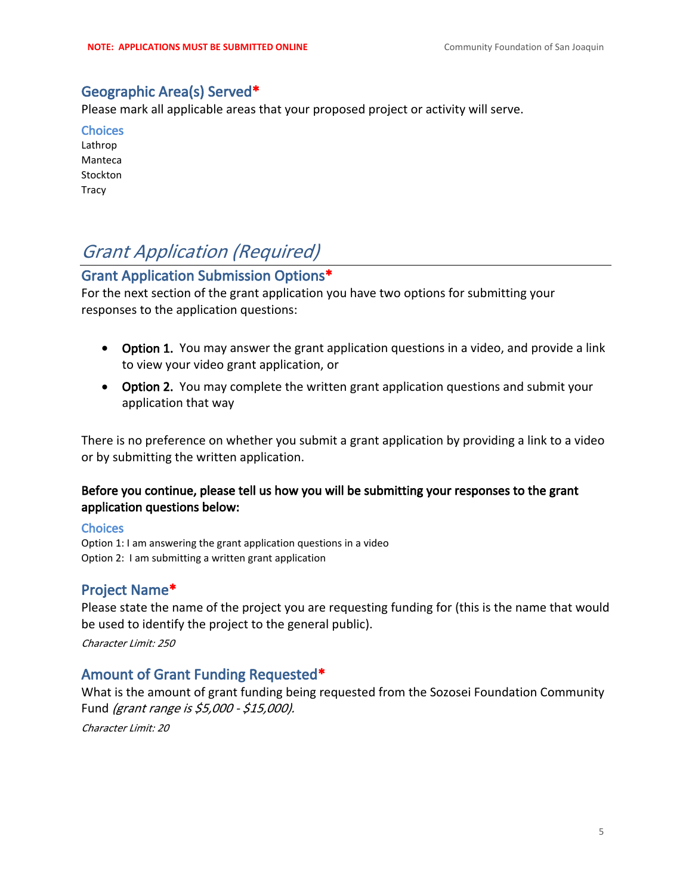## Geographic Area(s) Served*

Please mark all applicable areas that your proposed project or activity will serve.

### Choices

Lathrop
Manteca
Stockton
Tracy

# *Grant Application (Required)*

## Grant Application Submission Options*

For the next section of the grant application you have two options for submitting your responses to the application questions:

- **Option 1.** You may answer the grant application questions in a video, and provide a link to view your video grant application, or
- **Option 2.** You may complete the written grant application questions and submit your application that way

There is no preference on whether you submit a grant application by providing a link to a video or by submitting the written application.

**Before you continue, please tell us how you will be submitting your responses to the grant application questions below:**

### Choices

Option 1: I am answering the grant application questions in a video
Option 2: I am submitting a written grant application

## Project Name*

Please state the name of the project you are requesting funding for (this is the name that would be used to identify the project to the general public).

*Character Limit: 250*

## Amount of Grant Funding Requested*

What is the amount of grant funding being requested from the Sozosei Foundation Community Fund *(grant range is $5,000 - $15,000).*

*Character Limit: 20*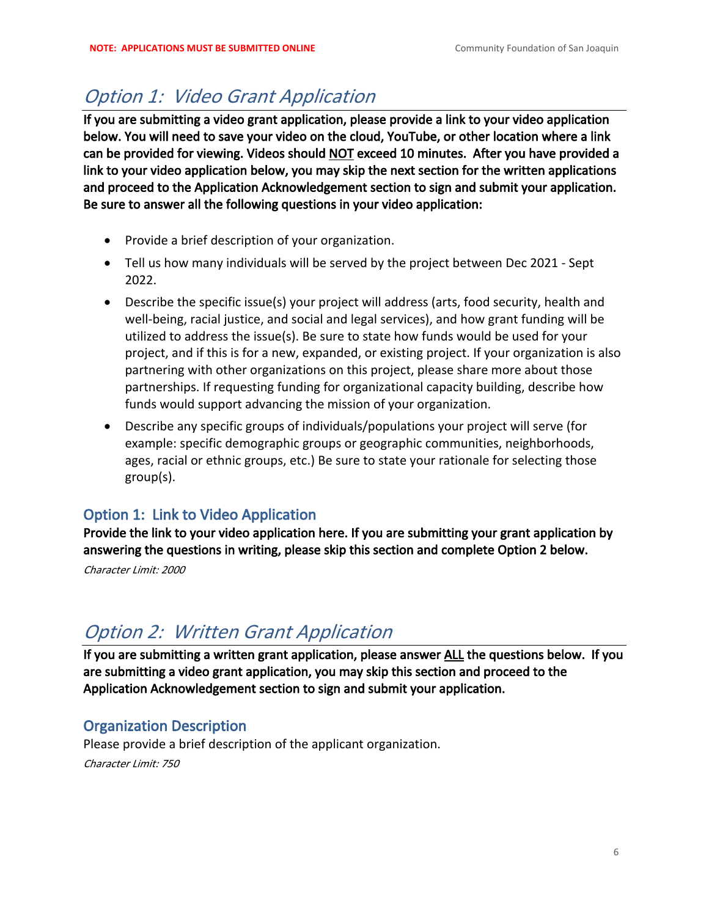**NOTE: APPLICATIONS MUST BE SUBMITTED ONLINE**

# *Option 1: Video Grant Application*

**If you are submitting a video grant application, please provide a link to your video application below. You will need to save your video on the cloud, YouTube, or other location where a link can be provided for viewing. Videos should NOT exceed 10 minutes. After you have provided a link to your video application below, you may skip the next section for the written applications and proceed to the Application Acknowledgement section to sign and submit your application. Be sure to answer all the following questions in your video application:**

- Provide a brief description of your organization.
- Tell us how many individuals will be served by the project between Dec 2021 - Sept 2022.
- Describe the specific issue(s) your project will address (arts, food security, health and well-being, racial justice, and social and legal services), and how grant funding will be utilized to address the issue(s). Be sure to state how funds would be used for your project, and if this is for a new, expanded, or existing project. If your organization is also partnering with other organizations on this project, please share more about those partnerships. If requesting funding for organizational capacity building, describe how funds would support advancing the mission of your organization.
- Describe any specific groups of individuals/populations your project will serve (for example: specific demographic groups or geographic communities, neighborhoods, ages, racial or ethnic groups, etc.) Be sure to state your rationale for selecting those group(s).

## Option 1: Link to Video Application

**Provide the link to your video application here. If you are submitting your grant application by answering the questions in writing, please skip this section and complete Option 2 below.**

*Character Limit: 2000*

# *Option 2: Written Grant Application*

**If you are submitting a written grant application, please answer ALL the questions below. If you are submitting a video grant application, you may skip this section and proceed to the Application Acknowledgement section to sign and submit your application.**

## Organization Description

Please provide a brief description of the applicant organization.

*Character Limit: 750*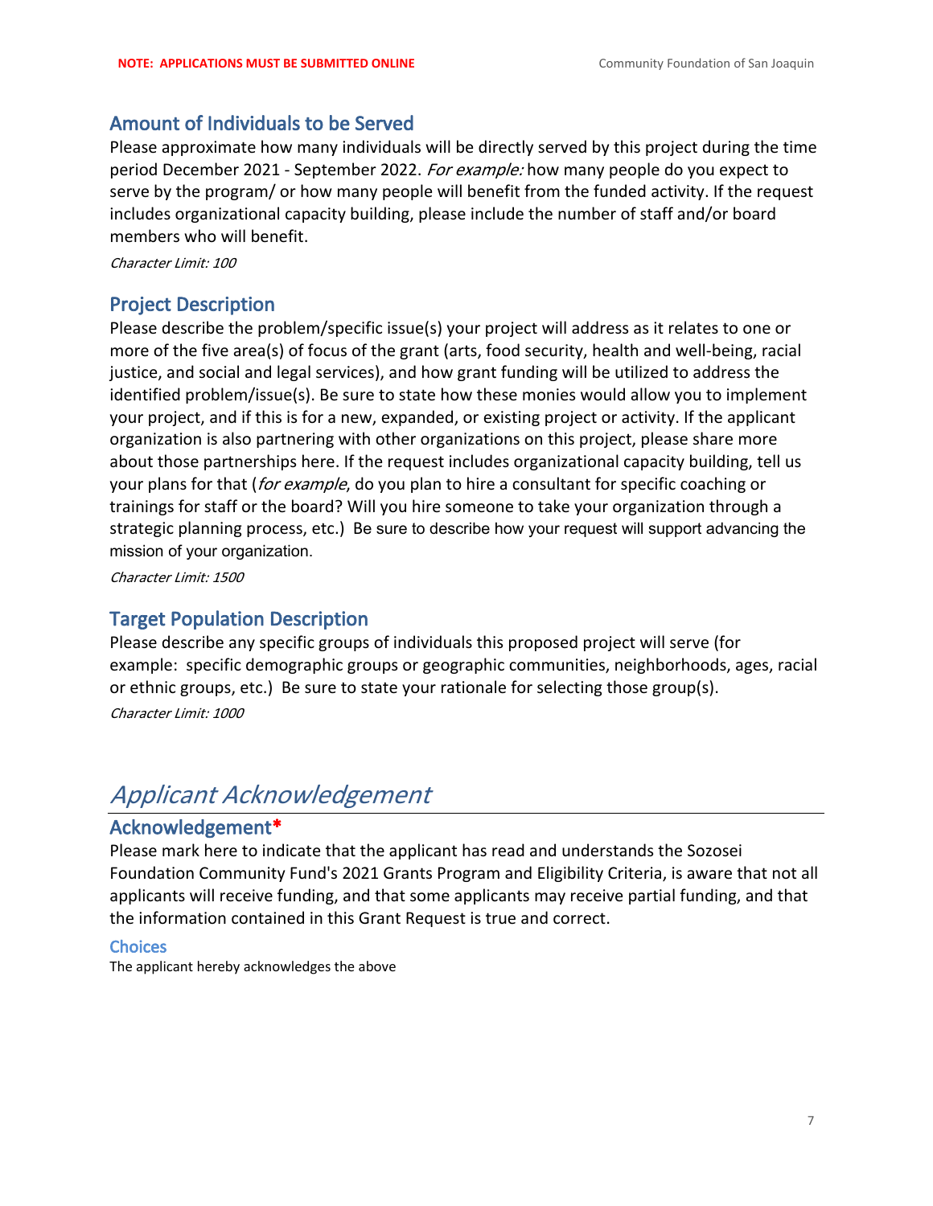## Amount of Individuals to be Served

Please approximate how many individuals will be directly served by this project during the time period December 2021 - September 2022. *For example:* how many people do you expect to serve by the program/ or how many people will benefit from the funded activity. If the request includes organizational capacity building, please include the number of staff and/or board members who will benefit.

*Character Limit: 100*

## Project Description

Please describe the problem/specific issue(s) your project will address as it relates to one or more of the five area(s) of focus of the grant (arts, food security, health and well-being, racial justice, and social and legal services), and how grant funding will be utilized to address the identified problem/issue(s). Be sure to state how these monies would allow you to implement your project, and if this is for a new, expanded, or existing project or activity. If the applicant organization is also partnering with other organizations on this project, please share more about those partnerships here. If the request includes organizational capacity building, tell us your plans for that (*for example*, do you plan to hire a consultant for specific coaching or trainings for staff or the board? Will you hire someone to take your organization through a strategic planning process, etc.) Be sure to describe how your request will support advancing the mission of your organization.

*Character Limit: 1500*

## Target Population Description

Please describe any specific groups of individuals this proposed project will serve (for example: specific demographic groups or geographic communities, neighborhoods, ages, racial or ethnic groups, etc.) Be sure to state your rationale for selecting those group(s).

*Character Limit: 1000*

# *Applicant Acknowledgement*

## Acknowledgement*

Please mark here to indicate that the applicant has read and understands the Sozosei Foundation Community Fund's 2021 Grants Program and Eligibility Criteria, is aware that not all applicants will receive funding, and that some applicants may receive partial funding, and that the information contained in this Grant Request is true and correct.

### Choices

The applicant hereby acknowledges the above